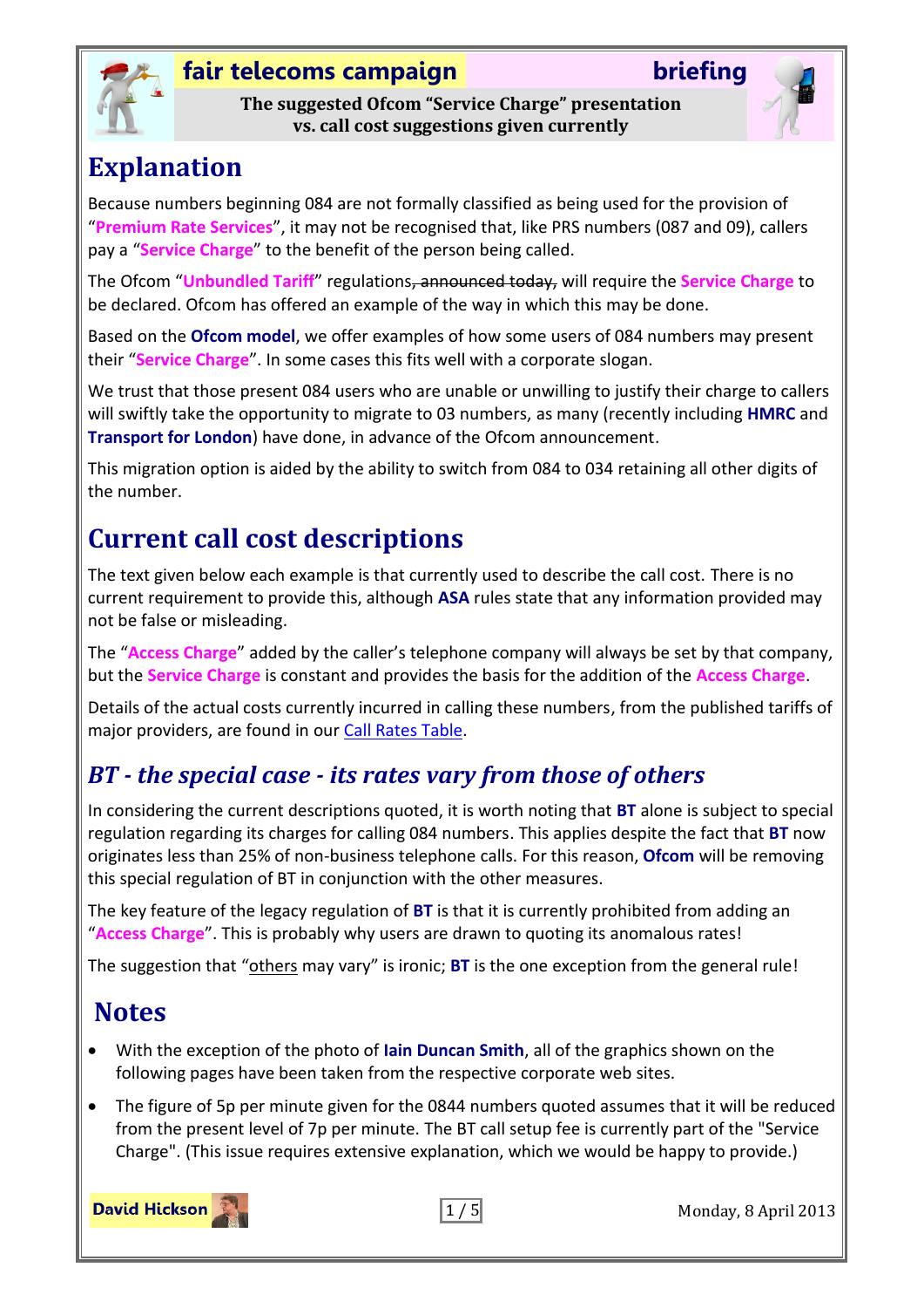**fair telecoms campaign** **briefing**

**The suggested Ofcom "Service Charge" presentation vs. call cost suggestions given currently**

# Explanation

Because numbers beginning 084 are not formally classified as being used for the provision of "**Premium Rate Services**", it may not be recognised that, like PRS numbers (087 and 09), callers pay a "**Service Charge**" to the benefit of the person being called.

The Ofcom "**Unbundled Tariff**" regulations~~, announced today,~~ will require the **Service Charge** to be declared. Ofcom has offered an example of the way in which this may be done.

Based on the **Ofcom model**, we offer examples of how some users of 084 numbers may present their "**Service Charge**". In some cases this fits well with a corporate slogan.

We trust that those present 084 users who are unable or unwilling to justify their charge to callers will swiftly take the opportunity to migrate to 03 numbers, as many (recently including **HMRC** and **Transport for London**) have done, in advance of the Ofcom announcement.

This migration option is aided by the ability to switch from 084 to 034 retaining all other digits of the number.

# Current call cost descriptions

The text given below each example is that currently used to describe the call cost. There is no current requirement to provide this, although **ASA** rules state that any information provided may not be false or misleading.

The "**Access Charge**" added by the caller's telephone company will always be set by that company, but the **Service Charge** is constant and provides the basis for the addition of the **Access Charge**.

Details of the actual costs currently incurred in calling these numbers, from the published tariffs of major providers, are found in our Call Rates Table.

## *BT - the special case - its rates vary from those of others*

In considering the current descriptions quoted, it is worth noting that **BT** alone is subject to special regulation regarding its charges for calling 084 numbers. This applies despite the fact that **BT** now originates less than 25% of non-business telephone calls. For this reason, **Ofcom** will be removing this special regulation of BT in conjunction with the other measures.

The key feature of the legacy regulation of **BT** is that it is currently prohibited from adding an "**Access Charge**". This is probably why users are drawn to quoting its anomalous rates!

The suggestion that "others may vary" is ironic; **BT** is the one exception from the general rule!

# Notes

- With the exception of the photo of **Iain Duncan Smith**, all of the graphics shown on the following pages have been taken from the respective corporate web sites.
- The figure of 5p per minute given for the 0844 numbers quoted assumes that it will be reduced from the present level of 7p per minute. The BT call setup fee is currently part of the "Service Charge". (This issue requires extensive explanation, which we would be happy to provide.)

**David Hickson**

Monday, 8 April 2013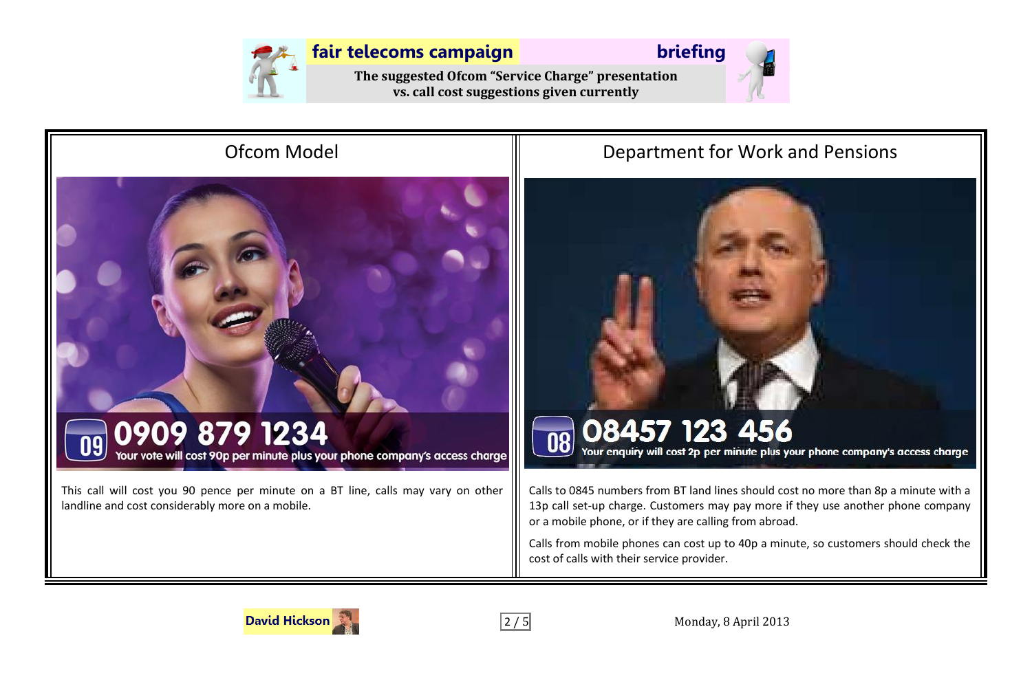**fair telecoms campaign** **briefing**

**The suggested Ofcom "Service Charge" presentation vs. call cost suggestions given currently**

| Ofcom Model | Department for Work and Pensions |
| --- | --- |
| 09 0909 879 1234 — Your vote will cost 90p per minute plus your phone company's access charge | 08 08457 123 456 — Your enquiry will cost 2p per minute plus your phone company's access charge |
| This call will cost you 90 pence per minute on a BT line, calls may vary on other landline and cost considerably more on a mobile. | Calls to 0845 numbers from BT land lines should cost no more than 8p a minute with a 13p call set-up charge. Customers may pay more if they use another phone company or a mobile phone, or if they are calling from abroad. Calls from mobile phones can cost up to 40p a minute, so customers should check the cost of calls with their service provider. |

David Hickson

Monday, 8 April 2013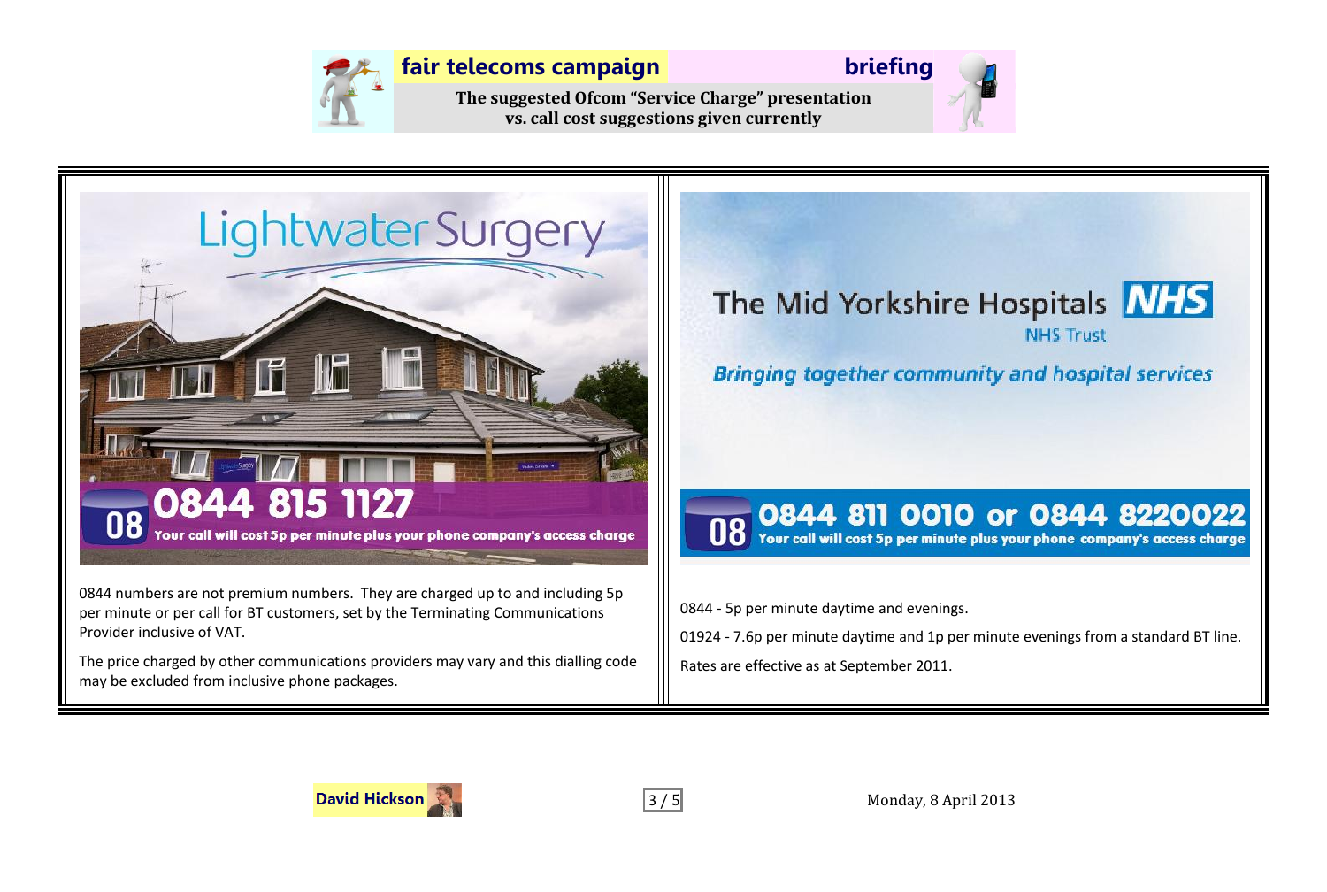# fair telecoms campaign briefing

**The suggested Ofcom "Service Charge" presentation vs. call cost suggestions given currently**

Lightwater Surgery

08 0844 815 1127

Your call will cost 5p per minute plus your phone company's access charge

0844 numbers are not premium numbers. They are charged up to and including 5p per minute or per call for BT customers, set by the Terminating Communications Provider inclusive of VAT.

The price charged by other communications providers may vary and this dialling code may be excluded from inclusive phone packages.

The Mid Yorkshire Hospitals NHS Trust

*Bringing together community and hospital services*

08 0844 811 0010 or 0844 8220022

Your call will cost 5p per minute plus your phone company's access charge

0844 - 5p per minute daytime and evenings.

01924 - 7.6p per minute daytime and 1p per minute evenings from a standard BT line.

Rates are effective as at September 2011.

David Hickson

Monday, 8 April 2013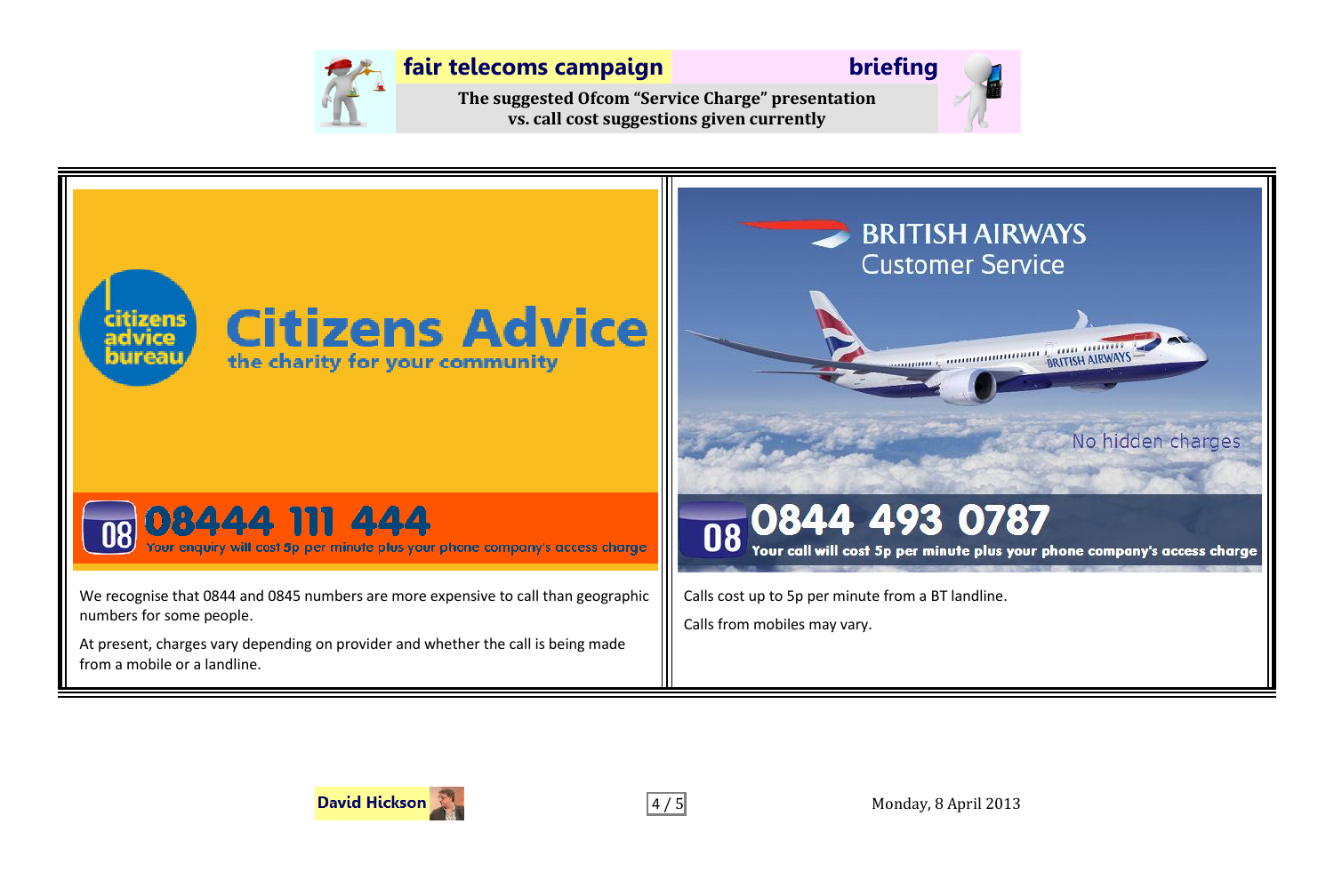# fair telecoms campaign briefing

**The suggested Ofcom "Service Charge" presentation vs. call cost suggestions given currently**

| Citizens Advice | British Airways |
|---|---|
| Citizens Advice — the charity for your community | BRITISH AIRWAYS Customer Service |
| | No hidden charges |
| 08 08444 111 444 — Your enquiry will cost 5p per minute plus your phone company's access charge | 08 0844 493 0787 — Your call will cost 5p per minute plus your phone company's access charge |
| We recognise that 0844 and 0845 numbers are more expensive to call than geographic numbers for some people. At present, charges vary depending on provider and whether the call is being made from a mobile or a landline. | Calls cost up to 5p per minute from a BT landline. Calls from mobiles may vary. |

David Hickson

Monday, 8 April 2013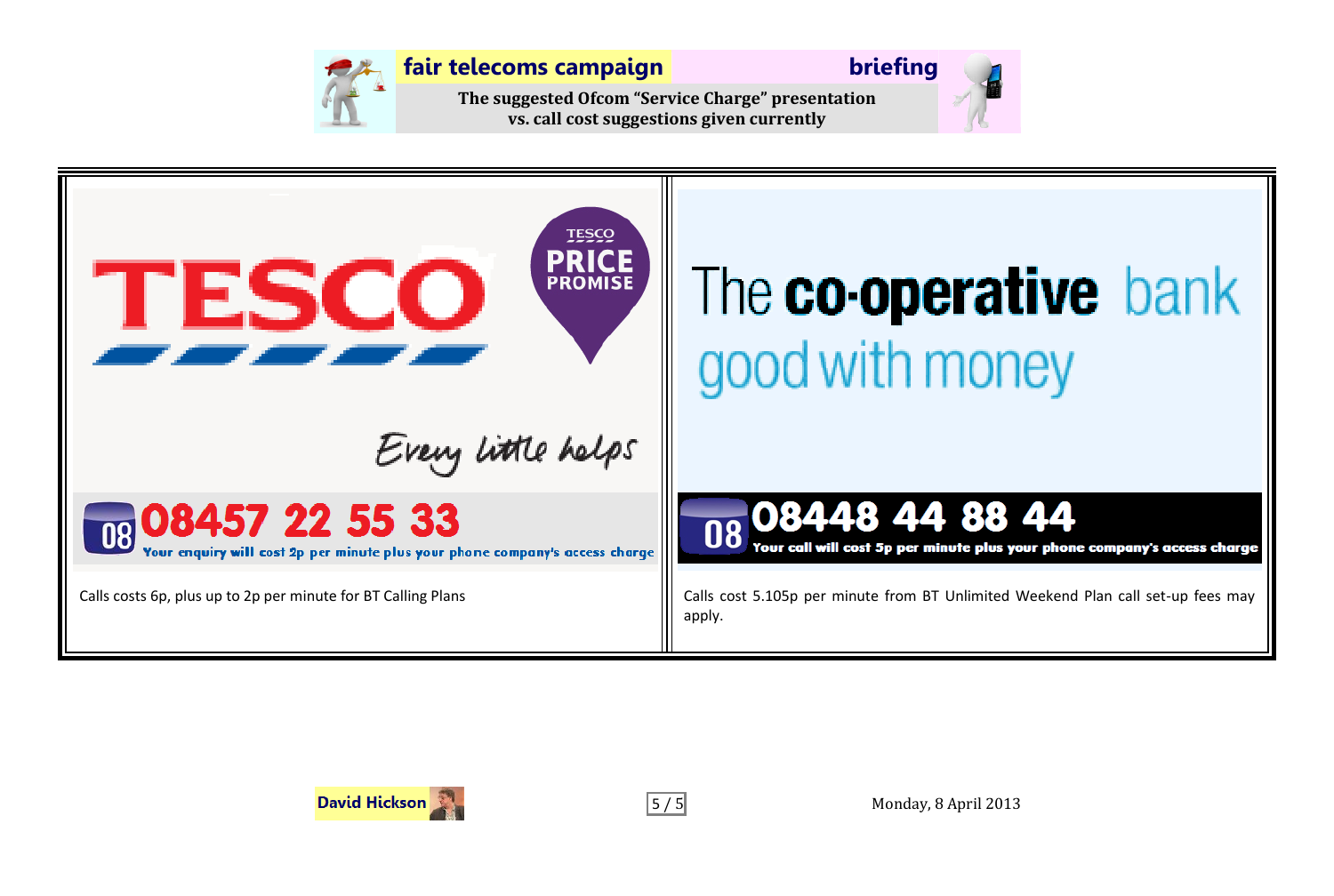**fair telecoms campaign** **briefing**

**The suggested Ofcom "Service Charge" presentation vs. call cost suggestions given currently**

| | |
|---|---|
| TESCO — TESCO PRICE PROMISE — Every little helps | The co-operative bank — good with money |
| 08 **08457 22 55 33** — Your enquiry will cost 2p per minute plus your phone company's access charge | 08 **08448 44 88 44** — Your call will cost 5p per minute plus your phone company's access charge |
| Calls costs 6p, plus up to 2p per minute for BT Calling Plans | Calls cost 5.105p per minute from BT Unlimited Weekend Plan call set-up fees may apply. |

David Hickson

Monday, 8 April 2013